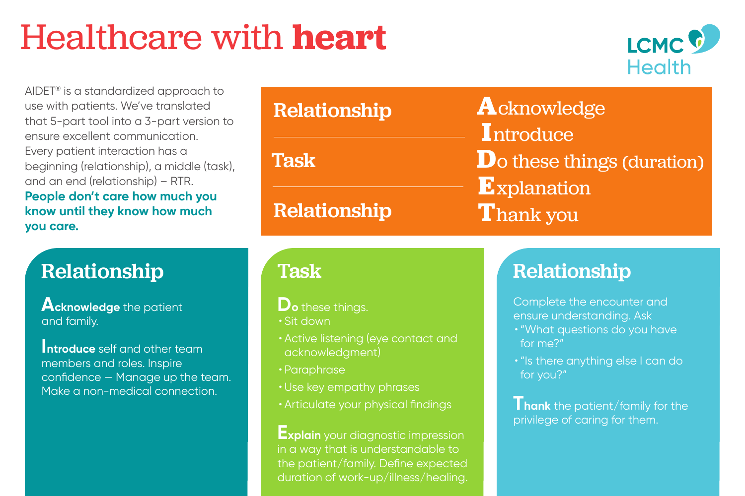# Healthcare with **heart**

LCMC Health

AIDET® is a standardized approach to use with patients. We've translated that 5-part tool into a 3-part version to ensure excellent communication. Every patient interaction has a beginning (relationship), a middle (task), and an end (relationship) – RTR. **People don't care how much you know until they know how much you care.**

| | |
|---|---|
| **Relationship** | **A**cknowledge<br>**I**ntroduce |
| **Task** | **D**o these things (duration)<br>**E**xplanation |
| **Relationship** | **T**hank you |

## Relationship

**Acknowledge** the patient and family.

**Introduce** self and other team members and roles. Inspire confidence – Manage up the team. Make a non-medical connection.

## Task

**Do** these things.

- Sit down
- Active listening (eye contact and acknowledgment)
- Paraphrase
- Use key empathy phrases
- Articulate your physical findings

**Explain** your diagnostic impression in a way that is understandable to the patient/family. Define expected duration of work-up/illness/healing.

## Relationship

Complete the encounter and ensure understanding. Ask

- "What questions do you have for me?"
- "Is there anything else I can do for you?"

**Thank** the patient/family for the privilege of caring for them.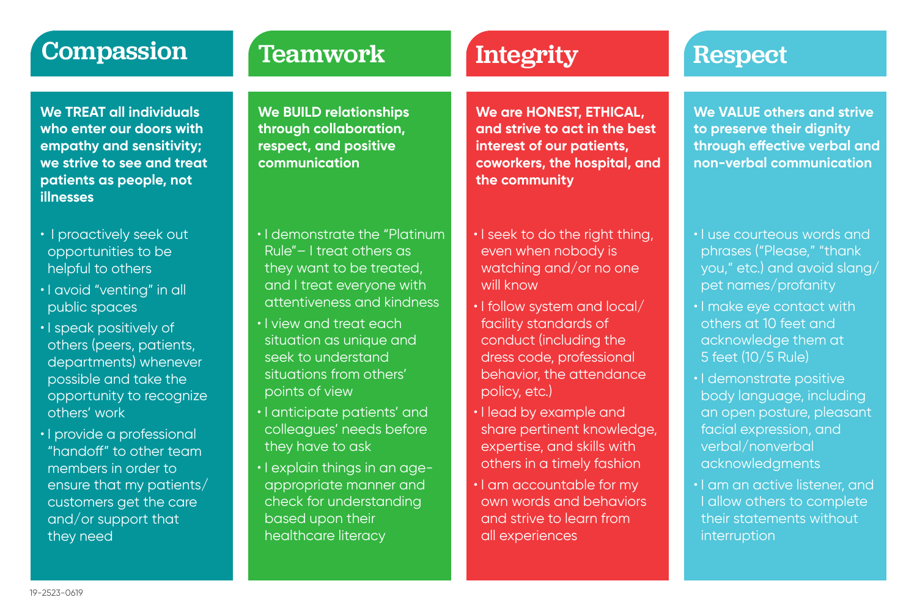## Compassion

**We TREAT all individuals who enter our doors with empathy and sensitivity; we strive to see and treat patients as people, not illnesses**

- I proactively seek out opportunities to be helpful to others
- I avoid "venting" in all public spaces
- I speak positively of others (peers, patients, departments) whenever possible and take the opportunity to recognize others' work
- I provide a professional "handoff" to other team members in order to ensure that my patients/customers get the care and/or support that they need

## Teamwork

**We BUILD relationships through collaboration, respect, and positive communication**

- I demonstrate the "Platinum Rule"– I treat others as they want to be treated, and I treat everyone with attentiveness and kindness
- I view and treat each situation as unique and seek to understand situations from others' points of view
- I anticipate patients' and colleagues' needs before they have to ask
- I explain things in an age-appropriate manner and check for understanding based upon their healthcare literacy

## Integrity

**We are HONEST, ETHICAL, and strive to act in the best interest of our patients, coworkers, the hospital, and the community**

- I seek to do the right thing, even when nobody is watching and/or no one will know
- I follow system and local/facility standards of conduct (including the dress code, professional behavior, the attendance policy, etc.)
- I lead by example and share pertinent knowledge, expertise, and skills with others in a timely fashion
- I am accountable for my own words and behaviors and strive to learn from all experiences

## Respect

**We VALUE others and strive to preserve their dignity through effective verbal and non-verbal communication**

- I use courteous words and phrases ("Please," "thank you," etc.) and avoid slang/pet names/profanity
- I make eye contact with others at 10 feet and acknowledge them at 5 feet (10/5 Rule)
- I demonstrate positive body language, including an open posture, pleasant facial expression, and verbal/nonverbal acknowledgments
- I am an active listener, and I allow others to complete their statements without interruption

19-2523-0619